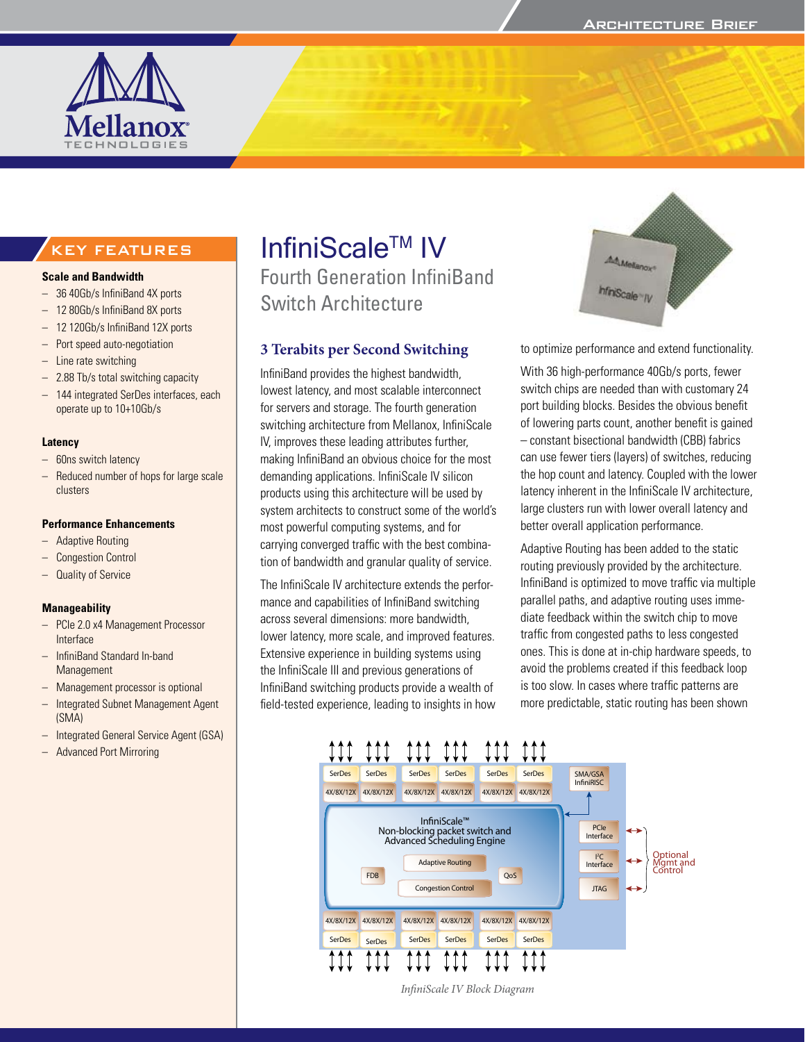# InfiniScale™ IV

## Fourth Generation InfiniBand Switch Architecture

## KEY FEATURES

**Scale and Bandwidth**

- 36 40Gb/s InfiniBand 4X ports
- 12 80Gb/s InfiniBand 8X ports
- 12 120Gb/s InfiniBand 12X ports
- Port speed auto-negotiation
- Line rate switching
- 2.88 Tb/s total switching capacity
- 144 integrated SerDes interfaces, each operate up to 10+10Gb/s

**Latency**

- 60ns switch latency
- Reduced number of hops for large scale clusters

**Performance Enhancements**

- Adaptive Routing
- Congestion Control
- Quality of Service

**Manageability**

- PCIe 2.0 x4 Management Processor Interface
- InfiniBand Standard In-band Management
- Management processor is optional
- Integrated Subnet Management Agent (SMA)
- Integrated General Service Agent (GSA)
- Advanced Port Mirroring

## 3 Terabits per Second Switching

InfiniBand provides the highest bandwidth, lowest latency, and most scalable interconnect for servers and storage. The fourth generation switching architecture from Mellanox, InfiniScale IV, improves these leading attributes further, making InfiniBand an obvious choice for the most demanding applications. InfiniScale IV silicon products using this architecture will be used by system architects to construct some of the world's most powerful computing systems, and for carrying converged traffic with the best combination of bandwidth and granular quality of service.

The InfiniScale IV architecture extends the performance and capabilities of InfiniBand switching across several dimensions: more bandwidth, lower latency, more scale, and improved features. Extensive experience in building systems using the InfiniScale III and previous generations of InfiniBand switching products provide a wealth of field-tested experience, leading to insights in how to optimize performance and extend functionality.

With 36 high-performance 40Gb/s ports, fewer switch chips are needed than with customary 24 port building blocks. Besides the obvious benefit of lowering parts count, another benefit is gained – constant bisectional bandwidth (CBB) fabrics can use fewer tiers (layers) of switches, reducing the hop count and latency. Coupled with the lower latency inherent in the InfiniScale IV architecture, large clusters run with lower overall latency and better overall application performance.

Adaptive Routing has been added to the static routing previously provided by the architecture. InfiniBand is optimized to move traffic via multiple parallel paths, and adaptive routing uses immediate feedback within the switch chip to move traffic from congested paths to less congested ones. This is done at in-chip hardware speeds, to avoid the problems created if this feedback loop is too slow. In cases where traffic patterns are more predictable, static routing has been shown

*InfiniScale IV Block Diagram*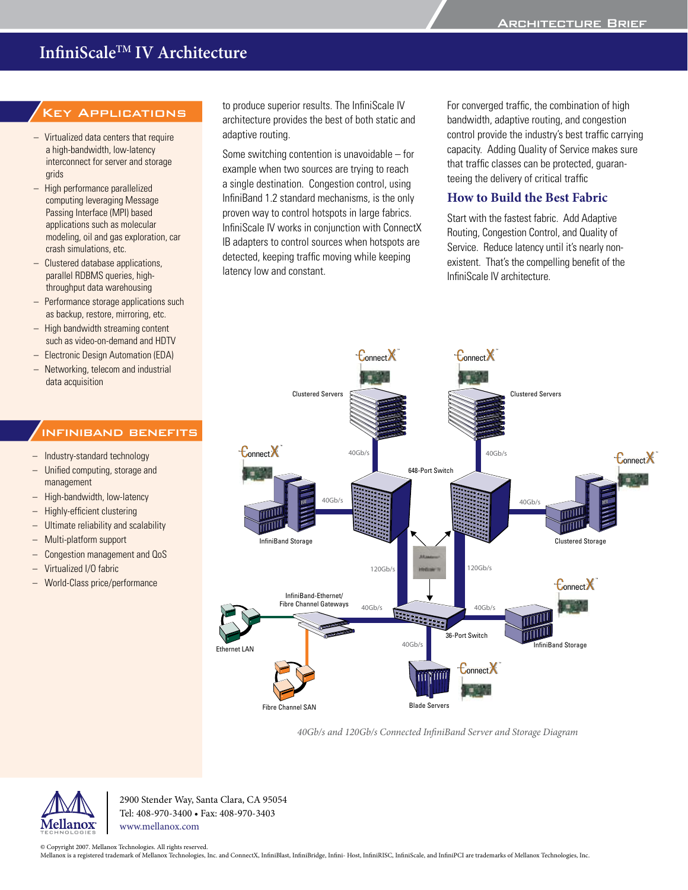# InfiniScale™ IV Architecture

## Key Applications

- Virtualized data centers that require a high-bandwidth, low-latency interconnect for server and storage grids
- High performance parallelized computing leveraging Message Passing Interface (MPI) based applications such as molecular modeling, oil and gas exploration, car crash simulations, etc.
- Clustered database applications, parallel RDBMS queries, high-throughput data warehousing
- Performance storage applications such as backup, restore, mirroring, etc.
- High bandwidth streaming content such as video-on-demand and HDTV
- Electronic Design Automation (EDA)
- Networking, telecom and industrial data acquisition

## InfiniBand Benefits

- Industry-standard technology
- Unified computing, storage and management
- High-bandwidth, low-latency
- Highly-efficient clustering
- Ultimate reliability and scalability
- Multi-platform support
- Congestion management and QoS
- Virtualized I/O fabric
- World-Class price/performance

to produce superior results. The InfiniScale IV architecture provides the best of both static and adaptive routing.

Some switching contention is unavoidable – for example when two sources are trying to reach a single destination. Congestion control, using InfiniBand 1.2 standard mechanisms, is the only proven way to control hotspots in large fabrics. InfiniScale IV works in conjunction with ConnectX IB adapters to control sources when hotspots are detected, keeping traffic moving while keeping latency low and constant.

For converged traffic, the combination of high bandwidth, adaptive routing, and congestion control provide the industry's best traffic carrying capacity. Adding Quality of Service makes sure that traffic classes can be protected, guaranteeing the delivery of critical traffic

## How to Build the Best Fabric

Start with the fastest fabric. Add Adaptive Routing, Congestion Control, and Quality of Service. Reduce latency until it's nearly non-existent. That's the compelling benefit of the InfiniScale IV architecture.

ConnectX
Clustered Servers
ConnectX
Clustered Servers
ConnectX
40Gb/s
40Gb/s
ConnectX
648-Port Switch
40Gb/s
40Gb/s
InfiniBand Storage
Clustered Storage
120Gb/s
120Gb/s
ConnectX
InfiniBand-Ethernet/
Fibre Channel Gateways
40Gb/s
40Gb/s
Ethernet LAN
36-Port Switch
InfiniBand Storage
40Gb/s
ConnectX
Fibre Channel SAN
Blade Servers

*40Gb/s and 120Gb/s Connected InfiniBand Server and Storage Diagram*

Mellanox Technologies

2900 Stender Way, Santa Clara, CA 95054
Tel: 408-970-3400 • Fax: 408-970-3403
www.mellanox.com

© Copyright 2007. Mellanox Technologies. All rights reserved.
Mellanox is a registered trademark of Mellanox Technologies, Inc. and ConnectX, InfiniBlast, InfiniBridge, Infini- Host, InfiniRISC, InfiniScale, and InfiniPCI are trademarks of Mellanox Technologies, Inc.